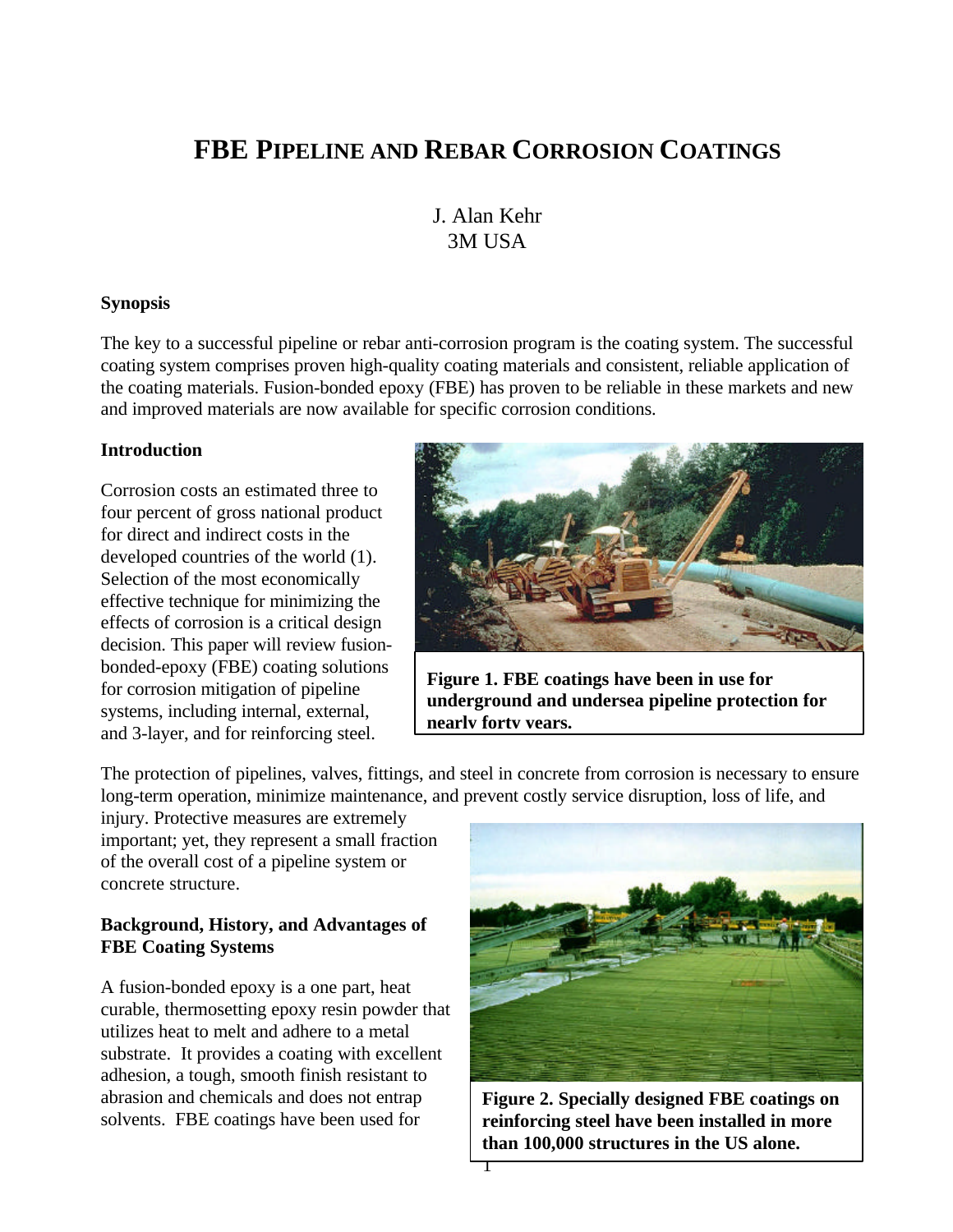# FBE Pipeline and Rebar Corrosion Coatings

J. Alan Kehr
3M USA

**Synopsis**

The key to a successful pipeline or rebar anti-corrosion program is the coating system. The successful coating system comprises proven high-quality coating materials and consistent, reliable application of the coating materials. Fusion-bonded epoxy (FBE) has proven to be reliable in these markets and new and improved materials are now available for specific corrosion conditions.

**Introduction**

Corrosion costs an estimated three to four percent of gross national product for direct and indirect costs in the developed countries of the world (1). Selection of the most economically effective technique for minimizing the effects of corrosion is a critical design decision. This paper will review fusion-bonded-epoxy (FBE) coating solutions for corrosion mitigation of pipeline systems, including internal, external, and 3-layer, and for reinforcing steel.

**Figure 1. FBE coatings have been in use for underground and undersea pipeline protection for nearly forty years.**

The protection of pipelines, valves, fittings, and steel in concrete from corrosion is necessary to ensure long-term operation, minimize maintenance, and prevent costly service disruption, loss of life, and injury. Protective measures are extremely important; yet, they represent a small fraction of the overall cost of a pipeline system or concrete structure.

**Figure 2. Specially designed FBE coatings on reinforcing steel have been installed in more than 100,000 structures in the US alone.**

**Background, History, and Advantages of FBE Coating Systems**

A fusion-bonded epoxy is a one part, heat curable, thermosetting epoxy resin powder that utilizes heat to melt and adhere to a metal substrate. It provides a coating with excellent adhesion, a tough, smooth finish resistant to abrasion and chemicals and does not entrap solvents. FBE coatings have been used for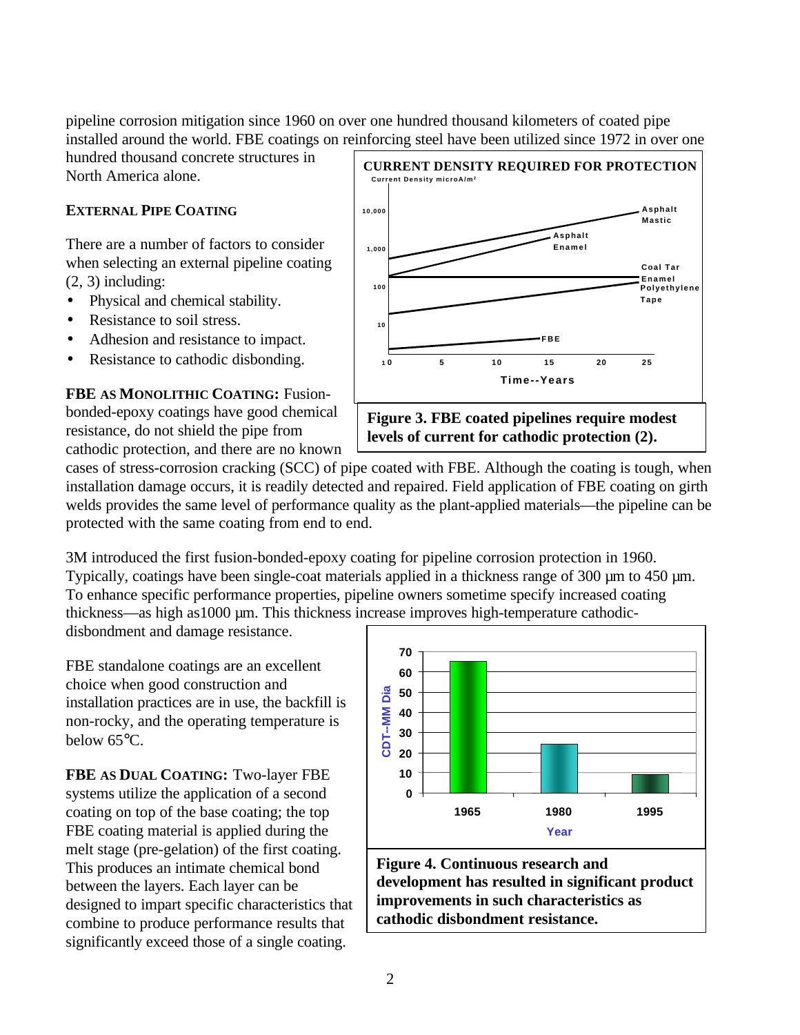pipeline corrosion mitigation since 1960 on over one hundred thousand kilometers of coated pipe installed around the world. FBE coatings on reinforcing steel have been utilized since 1972 in over one hundred thousand concrete structures in North America alone.

### EXTERNAL PIPE COATING

There are a number of factors to consider when selecting an external pipeline coating (2, 3) including:

- Physical and chemical stability.
- Resistance to soil stress.
- Adhesion and resistance to impact.
- Resistance to cathodic disbonding.

**CURRENT DENSITY REQUIRED FOR PROTECTION**

Current Density microA/m²

Figure 3. FBE coated pipelines require modest levels of current for cathodic protection (2).

**FBE AS MONOLITHIC COATING:** Fusion-bonded-epoxy coatings have good chemical resistance, do not shield the pipe from cathodic protection, and there are no known cases of stress-corrosion cracking (SCC) of pipe coated with FBE. Although the coating is tough, when installation damage occurs, it is readily detected and repaired. Field application of FBE coating on girth welds provides the same level of performance quality as the plant-applied materials—the pipeline can be protected with the same coating from end to end.

3M introduced the first fusion-bonded-epoxy coating for pipeline corrosion protection in 1960. Typically, coatings have been single-coat materials applied in a thickness range of 300 µm to 450 µm. To enhance specific performance properties, pipeline owners sometime specify increased coating thickness—as high as1000 µm. This thickness increase improves high-temperature cathodic-disbondment and damage resistance.

FBE standalone coatings are an excellent choice when good construction and installation practices are in use, the backfill is non-rocky, and the operating temperature is below 65°C.

**FBE AS DUAL COATING:** Two-layer FBE systems utilize the application of a second coating on top of the base coating; the top FBE coating material is applied during the melt stage (pre-gelation) of the first coating. This produces an intimate chemical bond between the layers. Each layer can be designed to impart specific characteristics that combine to produce performance results that significantly exceed those of a single coating.

Figure 4. Continuous research and development has resulted in significant product improvements in such characteristics as cathodic disbondment resistance.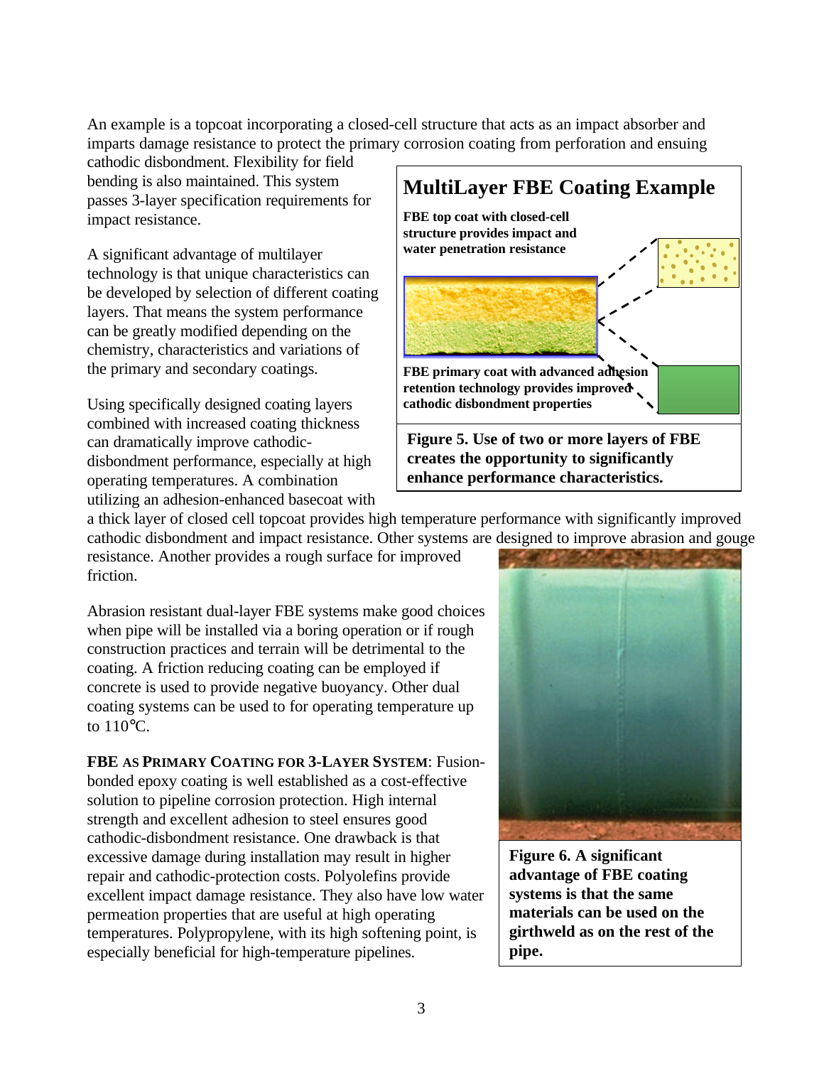An example is a topcoat incorporating a closed-cell structure that acts as an impact absorber and imparts damage resistance to protect the primary corrosion coating from perforation and ensuing cathodic disbondment. Flexibility for field bending is also maintained. This system passes 3-layer specification requirements for impact resistance.

A significant advantage of multilayer technology is that unique characteristics can be developed by selection of different coating layers. That means the system performance can be greatly modified depending on the chemistry, characteristics and variations of the primary and secondary coatings.

Using specifically designed coating layers combined with increased coating thickness can dramatically improve cathodic-disbondment performance, especially at high operating temperatures. A combination utilizing an adhesion-enhanced basecoat with a thick layer of closed cell topcoat provides high temperature performance with significantly improved cathodic disbondment and impact resistance. Other systems are designed to improve abrasion and gouge resistance. Another provides a rough surface for improved friction.

**MultiLayer FBE Coating Example**

**FBE top coat with closed-cell structure provides impact and water penetration resistance**

**FBE primary coat with advanced adhesion retention technology provides improved cathodic disbondment properties**

**Figure 5. Use of two or more layers of FBE creates the opportunity to significantly enhance performance characteristics.**

Abrasion resistant dual-layer FBE systems make good choices when pipe will be installed via a boring operation or if rough construction practices and terrain will be detrimental to the coating. A friction reducing coating can be employed if concrete is used to provide negative buoyancy. Other dual coating systems can be used to for operating temperature up to 110°C.

**FBE AS PRIMARY COATING FOR 3-LAYER SYSTEM**: Fusion-bonded epoxy coating is well established as a cost-effective solution to pipeline corrosion protection. High internal strength and excellent adhesion to steel ensures good cathodic-disbondment resistance. One drawback is that excessive damage during installation may result in higher repair and cathodic-protection costs. Polyolefins provide excellent impact damage resistance. They also have low water permeation properties that are useful at high operating temperatures. Polypropylene, with its high softening point, is especially beneficial for high-temperature pipelines.

**Figure 6. A significant advantage of FBE coating systems is that the same materials can be used on the girthweld as on the rest of the pipe.**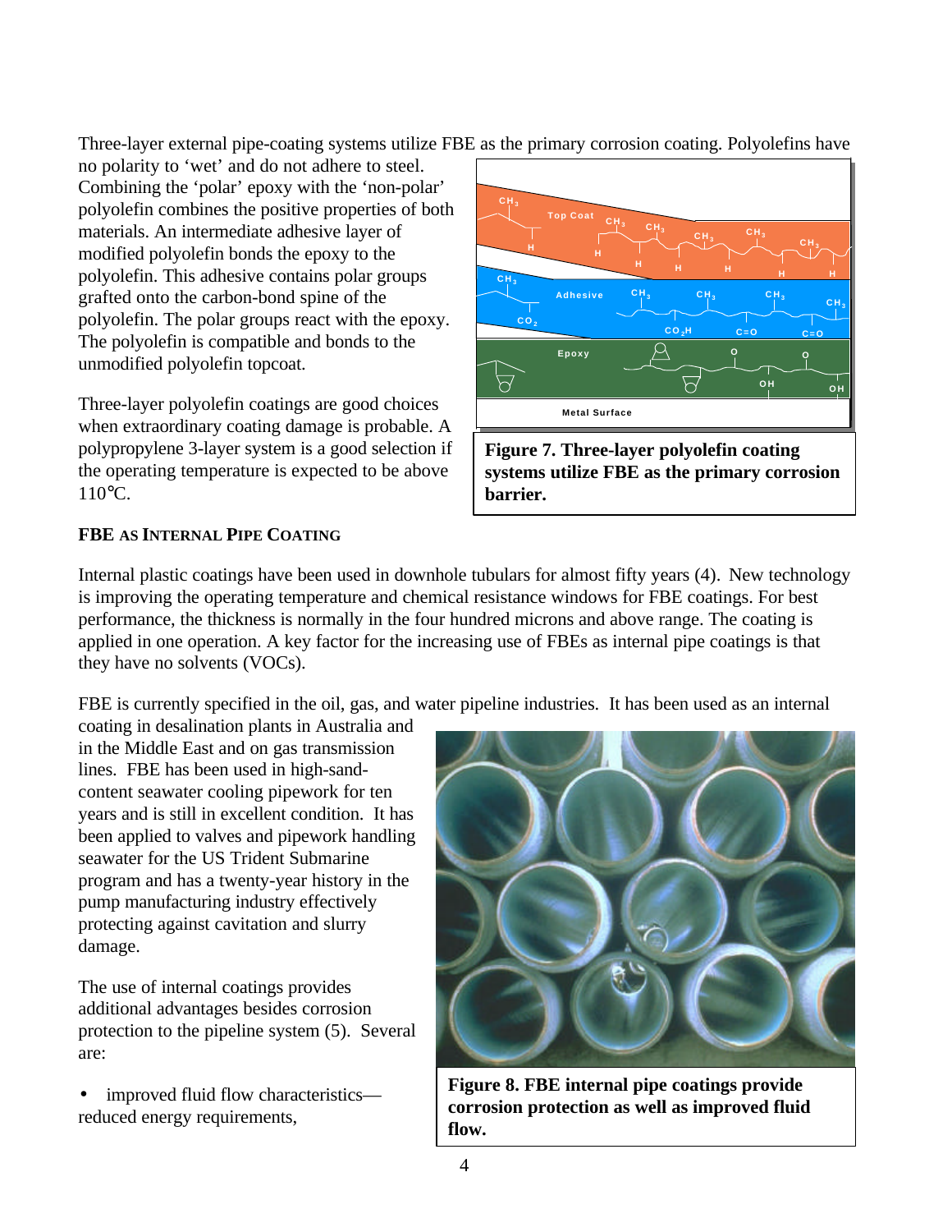Three-layer external pipe-coating systems utilize FBE as the primary corrosion coating. Polyolefins have no polarity to 'wet' and do not adhere to steel. Combining the 'polar' epoxy with the 'non-polar' polyolefin combines the positive properties of both materials. An intermediate adhesive layer of modified polyolefin bonds the epoxy to the polyolefin. This adhesive contains polar groups grafted onto the carbon-bond spine of the polyolefin. The polar groups react with the epoxy. The polyolefin is compatible and bonds to the unmodified polyolefin topcoat.

Three-layer polyolefin coatings are good choices when extraordinary coating damage is probable. A polypropylene 3-layer system is a good selection if the operating temperature is expected to be above 110°C.

**Figure 7. Three-layer polyolefin coating systems utilize FBE as the primary corrosion barrier.**

### FBE AS INTERNAL PIPE COATING

Internal plastic coatings have been used in downhole tubulars for almost fifty years (4). New technology is improving the operating temperature and chemical resistance windows for FBE coatings. For best performance, the thickness is normally in the four hundred microns and above range. The coating is applied in one operation. A key factor for the increasing use of FBEs as internal pipe coatings is that they have no solvents (VOCs).

FBE is currently specified in the oil, gas, and water pipeline industries. It has been used as an internal coating in desalination plants in Australia and in the Middle East and on gas transmission lines. FBE has been used in high-sand-content seawater cooling pipework for ten years and is still in excellent condition. It has been applied to valves and pipework handling seawater for the US Trident Submarine program and has a twenty-year history in the pump manufacturing industry effectively protecting against cavitation and slurry damage.

The use of internal coatings provides additional advantages besides corrosion protection to the pipeline system (5). Several are:

- improved fluid flow characteristics—reduced energy requirements,

**Figure 8. FBE internal pipe coatings provide corrosion protection as well as improved fluid flow.**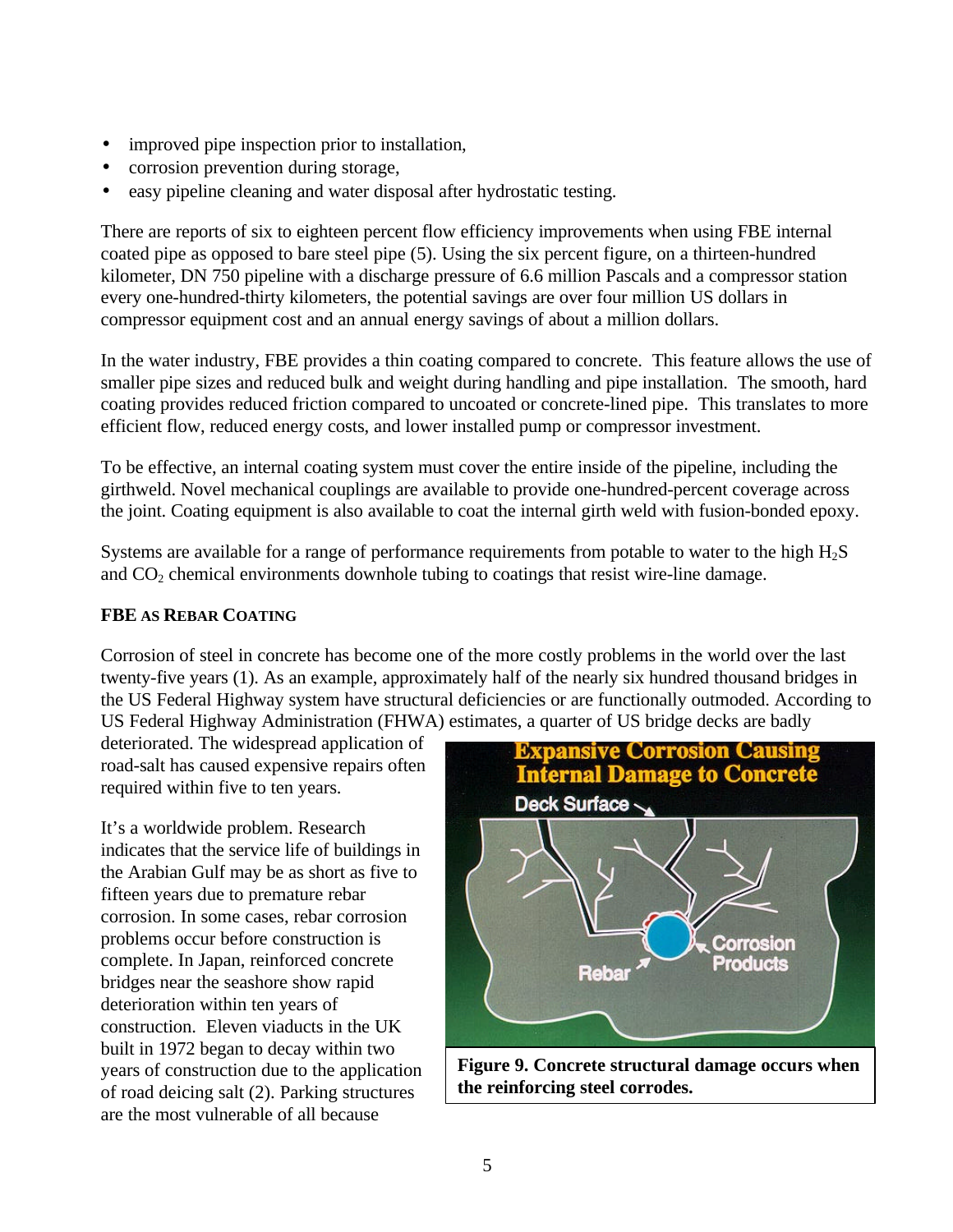- improved pipe inspection prior to installation,
- corrosion prevention during storage,
- easy pipeline cleaning and water disposal after hydrostatic testing.

There are reports of six to eighteen percent flow efficiency improvements when using FBE internal coated pipe as opposed to bare steel pipe (5). Using the six percent figure, on a thirteen-hundred kilometer, DN 750 pipeline with a discharge pressure of 6.6 million Pascals and a compressor station every one-hundred-thirty kilometers, the potential savings are over four million US dollars in compressor equipment cost and an annual energy savings of about a million dollars.

In the water industry, FBE provides a thin coating compared to concrete. This feature allows the use of smaller pipe sizes and reduced bulk and weight during handling and pipe installation. The smooth, hard coating provides reduced friction compared to uncoated or concrete-lined pipe. This translates to more efficient flow, reduced energy costs, and lower installed pump or compressor investment.

To be effective, an internal coating system must cover the entire inside of the pipeline, including the girthweld. Novel mechanical couplings are available to provide one-hundred-percent coverage across the joint. Coating equipment is also available to coat the internal girth weld with fusion-bonded epoxy.

Systems are available for a range of performance requirements from potable to water to the high $H_2S$ and $CO_2$ chemical environments downhole tubing to coatings that resist wire-line damage.

**FBE AS REBAR COATING**

Corrosion of steel in concrete has become one of the more costly problems in the world over the last twenty-five years (1). As an example, approximately half of the nearly six hundred thousand bridges in the US Federal Highway system have structural deficiencies or are functionally outmoded. According to US Federal Highway Administration (FHWA) estimates, a quarter of US bridge decks are badly deteriorated. The widespread application of road-salt has caused expensive repairs often required within five to ten years.

It's a worldwide problem. Research indicates that the service life of buildings in the Arabian Gulf may be as short as five to fifteen years due to premature rebar corrosion. In some cases, rebar corrosion problems occur before construction is complete. In Japan, reinforced concrete bridges near the seashore show rapid deterioration within ten years of construction. Eleven viaducts in the UK built in 1972 began to decay within two years of construction due to the application of road deicing salt (2). Parking structures are the most vulnerable of all because

**Figure 9. Concrete structural damage occurs when the reinforcing steel corrodes.**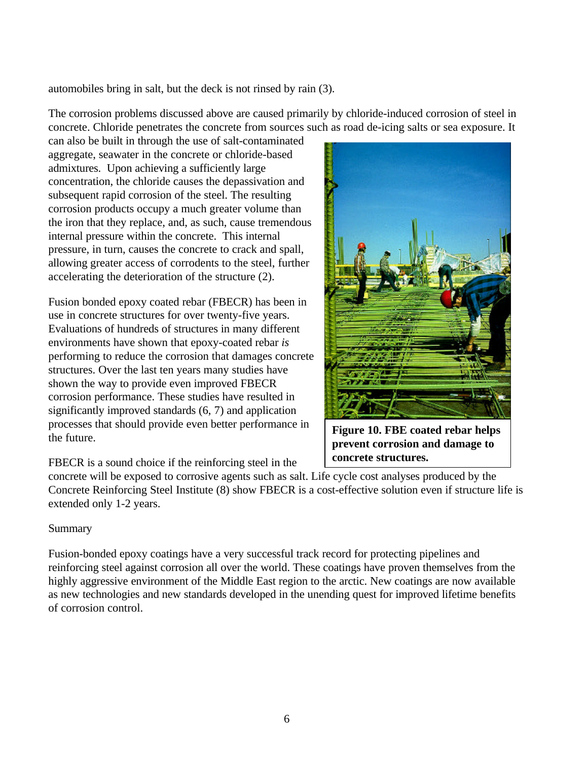automobiles bring in salt, but the deck is not rinsed by rain (3).

The corrosion problems discussed above are caused primarily by chloride-induced corrosion of steel in concrete. Chloride penetrates the concrete from sources such as road de-icing salts or sea exposure. It can also be built in through the use of salt-contaminated aggregate, seawater in the concrete or chloride-based admixtures. Upon achieving a sufficiently large concentration, the chloride causes the depassivation and subsequent rapid corrosion of the steel. The resulting corrosion products occupy a much greater volume than the iron that they replace, and, as such, cause tremendous internal pressure within the concrete. This internal pressure, in turn, causes the concrete to crack and spall, allowing greater access of corrodents to the steel, further accelerating the deterioration of the structure (2).

Fusion bonded epoxy coated rebar (FBECR) has been in use in concrete structures for over twenty-five years. Evaluations of hundreds of structures in many different environments have shown that epoxy-coated rebar *is* performing to reduce the corrosion that damages concrete structures. Over the last ten years many studies have shown the way to provide even improved FBECR corrosion performance. These studies have resulted in significantly improved standards (6, 7) and application processes that should provide even better performance in the future.

**Figure 10. FBE coated rebar helps prevent corrosion and damage to concrete structures.**

FBECR is a sound choice if the reinforcing steel in the concrete will be exposed to corrosive agents such as salt. Life cycle cost analyses produced by the Concrete Reinforcing Steel Institute (8) show FBECR is a cost-effective solution even if structure life is extended only 1-2 years.

Summary

Fusion-bonded epoxy coatings have a very successful track record for protecting pipelines and reinforcing steel against corrosion all over the world. These coatings have proven themselves from the highly aggressive environment of the Middle East region to the arctic. New coatings are now available as new technologies and new standards developed in the unending quest for improved lifetime benefits of corrosion control.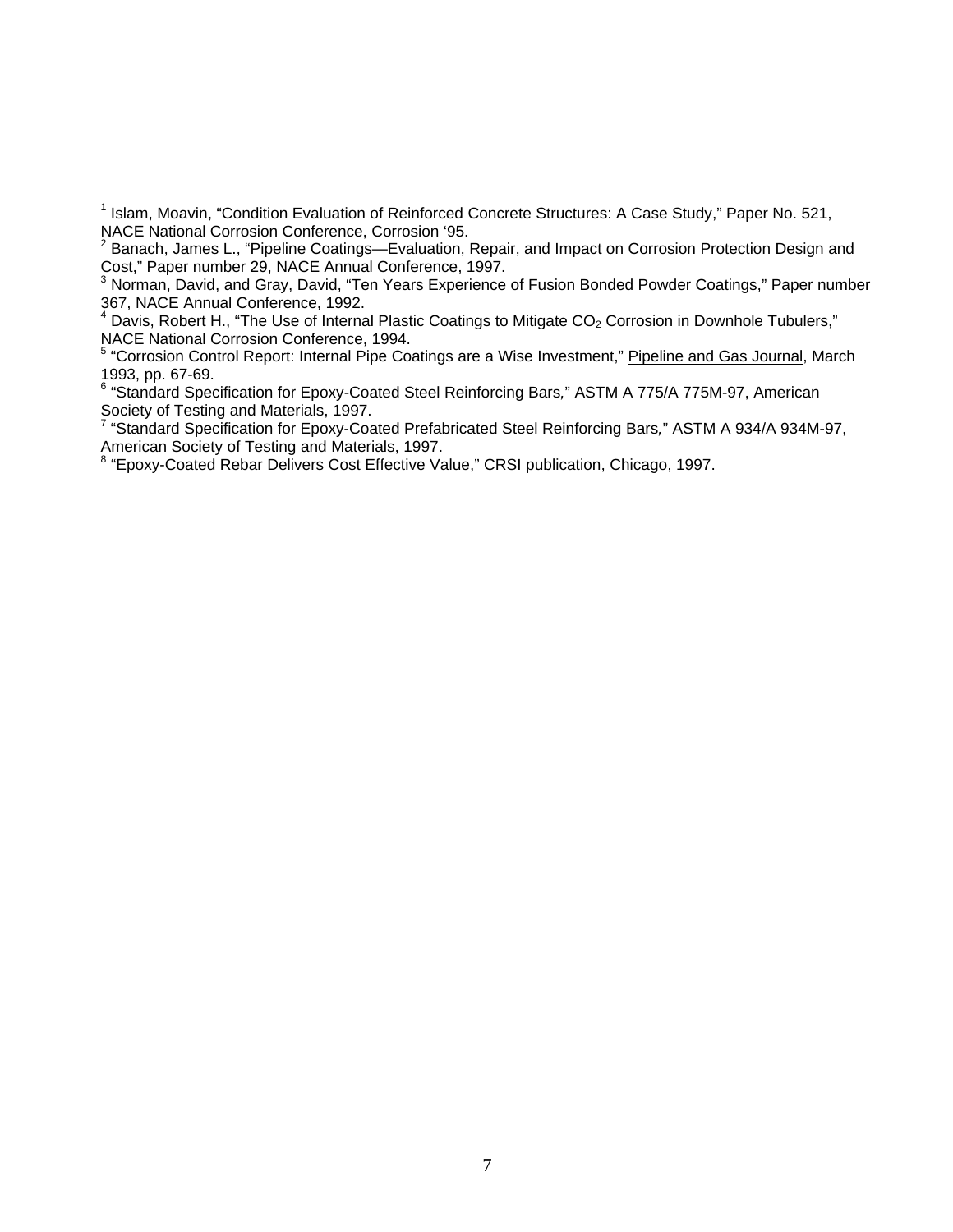[1] Islam, Moavin, "Condition Evaluation of Reinforced Concrete Structures: A Case Study," Paper No. 521, NACE National Corrosion Conference, Corrosion '95.

[2] Banach, James L., "Pipeline Coatings—Evaluation, Repair, and Impact on Corrosion Protection Design and Cost," Paper number 29, NACE Annual Conference, 1997.

[3] Norman, David, and Gray, David, "Ten Years Experience of Fusion Bonded Powder Coatings," Paper number 367, NACE Annual Conference, 1992.

[4] Davis, Robert H., "The Use of Internal Plastic Coatings to Mitigate $CO_2$ Corrosion in Downhole Tubulers," NACE National Corrosion Conference, 1994.

[5] "Corrosion Control Report: Internal Pipe Coatings are a Wise Investment," Pipeline and Gas Journal, March 1993, pp. 67-69.

[6] "Standard Specification for Epoxy-Coated Steel Reinforcing Bars," ASTM A 775/A 775M-97, American Society of Testing and Materials, 1997.

[7] "Standard Specification for Epoxy-Coated Prefabricated Steel Reinforcing Bars," ASTM A 934/A 934M-97, American Society of Testing and Materials, 1997.

[8] "Epoxy-Coated Rebar Delivers Cost Effective Value," CRSI publication, Chicago, 1997.